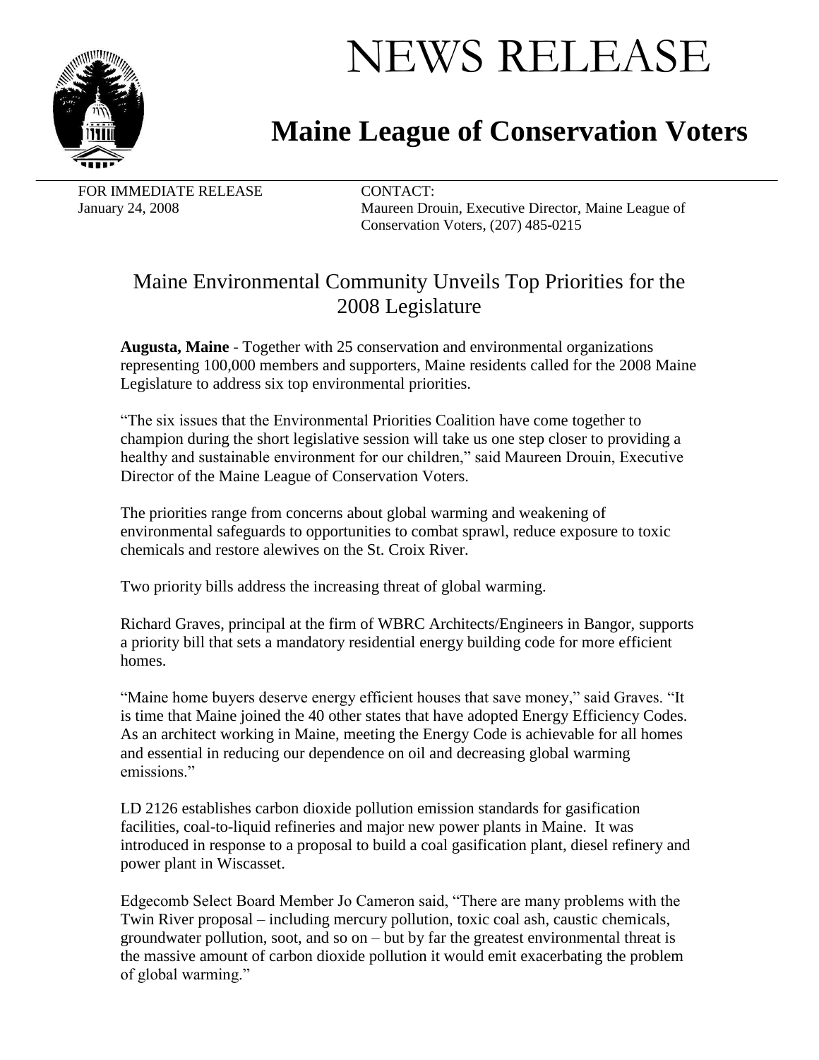# NEWS RELEASE

## Maine League of Conservation Voters

FOR IMMEDIATE RELEASE
January 24, 2008

CONTACT:
Maureen Drouin, Executive Director, Maine League of Conservation Voters, (207) 485-0215

### Maine Environmental Community Unveils Top Priorities for the 2008 Legislature

**Augusta, Maine** - Together with 25 conservation and environmental organizations representing 100,000 members and supporters, Maine residents called for the 2008 Maine Legislature to address six top environmental priorities.

"The six issues that the Environmental Priorities Coalition have come together to champion during the short legislative session will take us one step closer to providing a healthy and sustainable environment for our children," said Maureen Drouin, Executive Director of the Maine League of Conservation Voters.

The priorities range from concerns about global warming and weakening of environmental safeguards to opportunities to combat sprawl, reduce exposure to toxic chemicals and restore alewives on the St. Croix River.

Two priority bills address the increasing threat of global warming.

Richard Graves, principal at the firm of WBRC Architects/Engineers in Bangor, supports a priority bill that sets a mandatory residential energy building code for more efficient homes.

"Maine home buyers deserve energy efficient houses that save money," said Graves. "It is time that Maine joined the 40 other states that have adopted Energy Efficiency Codes. As an architect working in Maine, meeting the Energy Code is achievable for all homes and essential in reducing our dependence on oil and decreasing global warming emissions."

LD 2126 establishes carbon dioxide pollution emission standards for gasification facilities, coal-to-liquid refineries and major new power plants in Maine. It was introduced in response to a proposal to build a coal gasification plant, diesel refinery and power plant in Wiscasset.

Edgecomb Select Board Member Jo Cameron said, "There are many problems with the Twin River proposal – including mercury pollution, toxic coal ash, caustic chemicals, groundwater pollution, soot, and so on – but by far the greatest environmental threat is the massive amount of carbon dioxide pollution it would emit exacerbating the problem of global warming."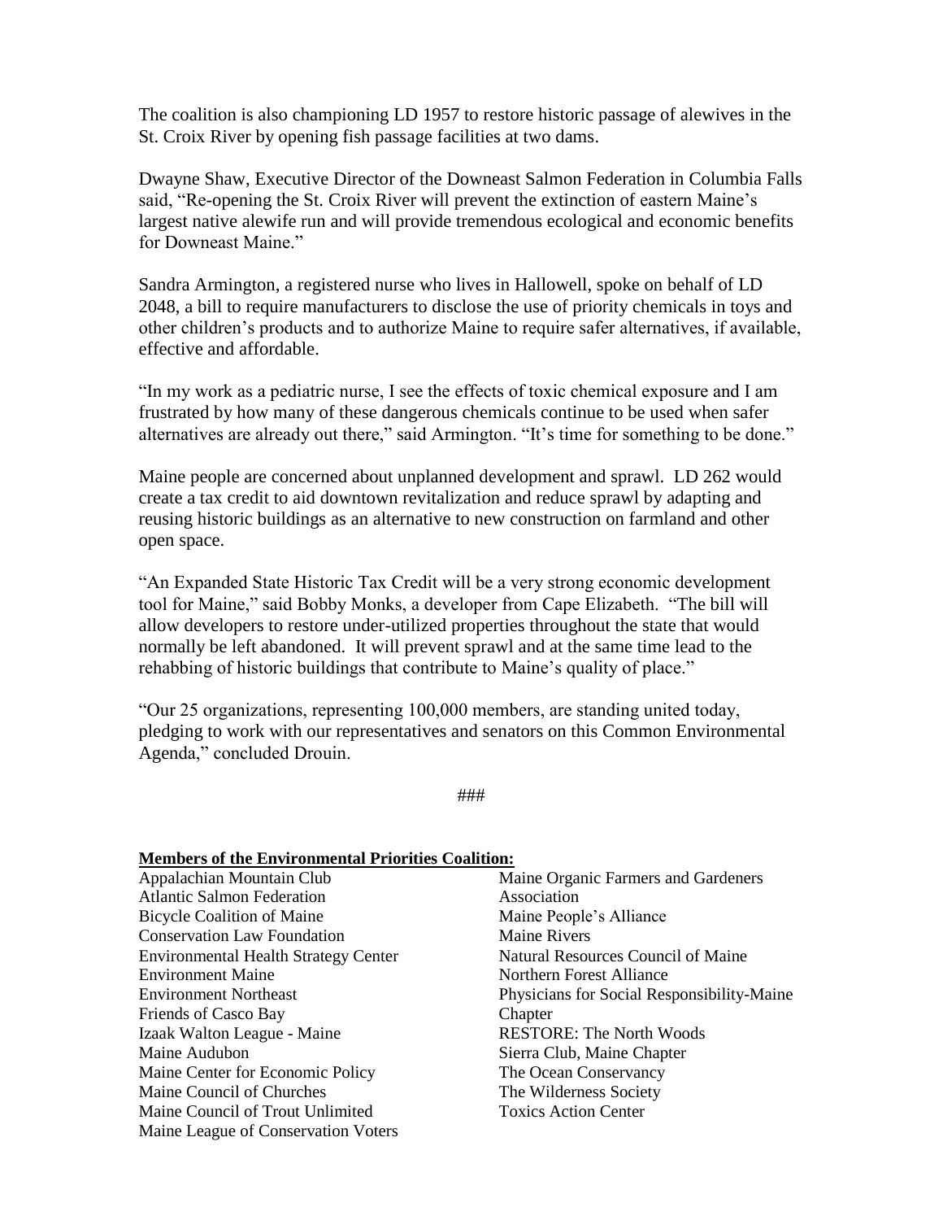The coalition is also championing LD 1957 to restore historic passage of alewives in the St. Croix River by opening fish passage facilities at two dams.

Dwayne Shaw, Executive Director of the Downeast Salmon Federation in Columbia Falls said, "Re-opening the St. Croix River will prevent the extinction of eastern Maine's largest native alewife run and will provide tremendous ecological and economic benefits for Downeast Maine."

Sandra Armington, a registered nurse who lives in Hallowell, spoke on behalf of LD 2048, a bill to require manufacturers to disclose the use of priority chemicals in toys and other children's products and to authorize Maine to require safer alternatives, if available, effective and affordable.

"In my work as a pediatric nurse, I see the effects of toxic chemical exposure and I am frustrated by how many of these dangerous chemicals continue to be used when safer alternatives are already out there," said Armington. "It's time for something to be done."

Maine people are concerned about unplanned development and sprawl. LD 262 would create a tax credit to aid downtown revitalization and reduce sprawl by adapting and reusing historic buildings as an alternative to new construction on farmland and other open space.

"An Expanded State Historic Tax Credit will be a very strong economic development tool for Maine," said Bobby Monks, a developer from Cape Elizabeth. "The bill will allow developers to restore under-utilized properties throughout the state that would normally be left abandoned. It will prevent sprawl and at the same time lead to the rehabbing of historic buildings that contribute to Maine's quality of place."

"Our 25 organizations, representing 100,000 members, are standing united today, pledging to work with our representatives and senators on this Common Environmental Agenda," concluded Drouin.

###

**Members of the Environmental Priorities Coalition:**

Appalachian Mountain Club
Atlantic Salmon Federation
Bicycle Coalition of Maine
Conservation Law Foundation
Environmental Health Strategy Center
Environment Maine
Environment Northeast
Friends of Casco Bay
Izaak Walton League - Maine
Maine Audubon
Maine Center for Economic Policy
Maine Council of Churches
Maine Council of Trout Unlimited
Maine League of Conservation Voters
Maine Organic Farmers and Gardeners Association
Maine People's Alliance
Maine Rivers
Natural Resources Council of Maine
Northern Forest Alliance
Physicians for Social Responsibility-Maine Chapter
RESTORE: The North Woods
Sierra Club, Maine Chapter
The Ocean Conservancy
The Wilderness Society
Toxics Action Center